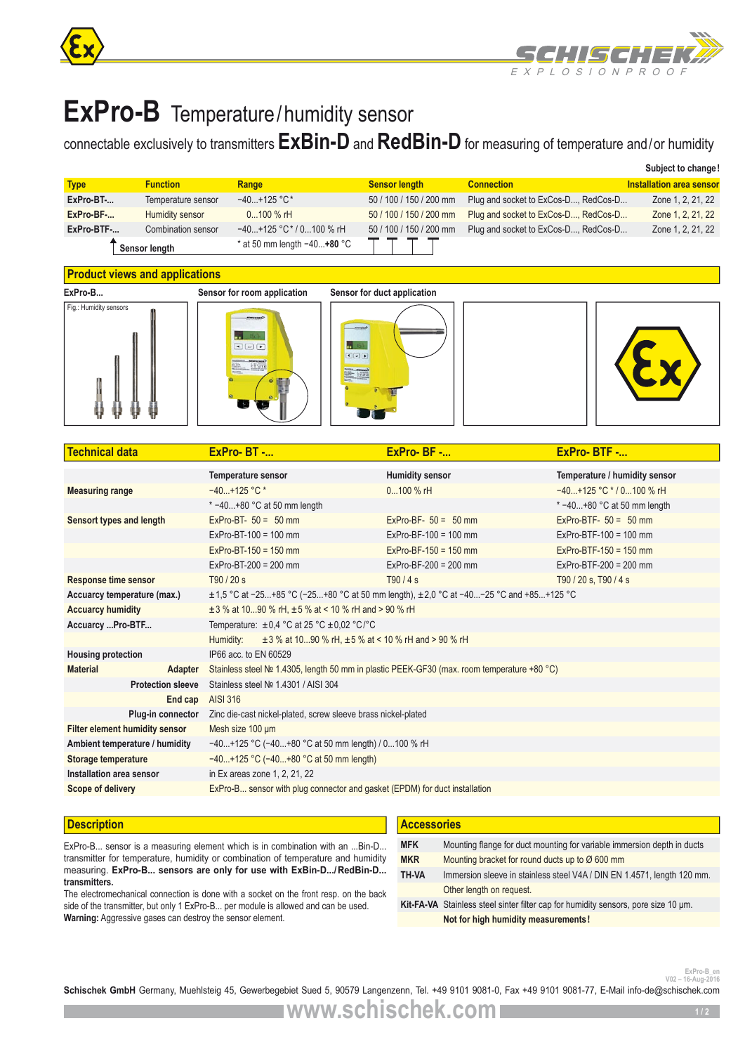# ExPro-B Temperature/humidity sensor

connectable exclusively to transmitters **ExBin-D** and **RedBin-D** for measuring of temperature and/or humidity

**Subject to change!**

| Type | Function | Range | Sensor length | Connection | Installation area sensor |
|---|---|---|---|---|---|
| **ExPro-BT-...** | Temperature sensor | −40...+125 °C * | 50 / 100 / 150 / 200 mm | Plug and socket to ExCos-D..., RedCos-D... | Zone 1, 2, 21, 22 |
| **ExPro-BF-...** | Humidity sensor | 0...100 % rH | 50 / 100 / 150 / 200 mm | Plug and socket to ExCos-D..., RedCos-D... | Zone 1, 2, 21, 22 |
| **ExPro-BTF-...** | Combination sensor | −40...+125 °C * / 0...100 % rH | 50 / 100 / 150 / 200 mm | Plug and socket to ExCos-D..., RedCos-D... | Zone 1, 2, 21, 22 |

↑ Sensor length    * at 50 mm length −40...**+80** °C

## Product views and applications

**ExPro-B...** — Fig.: Humidity sensors
**Sensor for room application**
**Sensor for duct application**

## Technical data

| Technical data | ExPro- BT -... | ExPro- BF -... | ExPro- BTF -... |
|---|---|---|---|
| | **Temperature sensor** | **Humidity sensor** | **Temperature / humidity sensor** |
| **Measuring range** | −40...+125 °C * | 0...100 % rH | −40...+125 °C * / 0...100 % rH |
| | * −40...+80 °C at 50 mm length | | * −40...+80 °C at 50 mm length |
| **Sensort types and length** | ExPro-BT- 50 = 50 mm | ExPro-BF- 50 = 50 mm | ExPro-BTF- 50 = 50 mm |
| | ExPro-BT-100 = 100 mm | ExPro-BF-100 = 100 mm | ExPro-BTF-100 = 100 mm |
| | ExPro-BT-150 = 150 mm | ExPro-BF-150 = 150 mm | ExPro-BTF-150 = 150 mm |
| | ExPro-BT-200 = 200 mm | ExPro-BF-200 = 200 mm | ExPro-BTF-200 = 200 mm |
| **Response time sensor** | T90 / 20 s | T90 / 4 s | T90 / 20 s, T90 / 4 s |
| **Accuarcy temperature (max.)** | ±1,5 °C at −25...+85 °C (−25...+80 °C at 50 mm length), ±2,0 °C at −40...−25 °C and +85...+125 °C | | |
| **Accuarcy humidity** | ±3 % at 10...90 % rH, ±5 % at < 10 % rH and > 90 % rH | | |
| **Accuarcy ...Pro-BTF...** | Temperature: ±0,4 °C at 25 °C ±0,02 °C/°C | | |
| | Humidity: ±3 % at 10...90 % rH, ±5 % at < 10 % rH and > 90 % rH | | |
| **Housing protection** | IP66 acc. to EN 60529 | | |
| **Material — Adapter** | Stainless steel № 1.4305, length 50 mm in plastic PEEK-GF30 (max. room temperature +80 °C) | | |
| **Protection sleeve** | Stainless steel № 1.4301 / AISI 304 | | |
| **End cap** | AISI 316 | | |
| **Plug-in connector** | Zinc die-cast nickel-plated, screw sleeve brass nickel-plated | | |
| **Filter element humidity sensor** | Mesh size 100 µm | | |
| **Ambient temperature / humidity** | −40...+125 °C (−40...+80 °C at 50 mm length) / 0...100 % rH | | |
| **Storage temperature** | −40...+125 °C (−40...+80 °C at 50 mm length) | | |
| **Installation area sensor** | in Ex areas zone 1, 2, 21, 22 | | |
| **Scope of delivery** | ExPro-B... sensor with plug connector and gasket (EPDM) for duct installation | | |

## Description

ExPro-B... sensor is a measuring element which is in combination with an ...Bin-D... transmitter for temperature, humidity or combination of temperature and humidity measuring. **ExPro-B... sensors are only for use with ExBin-D.../RedBin-D... transmitters.**
The electromechanical connection is done with a socket on the front resp. on the back side of the transmitter, but only 1 ExPro-B... per module is allowed and can be used.
**Warning:** Aggressive gases can destroy the sensor element.

## Accessories

| | |
|---|---|
| **MFK** | Mounting flange for duct mounting for variable immersion depth in ducts |
| **MKR** | Mounting bracket for round ducts up to Ø 600 mm |
| **TH-VA** | Immersion sleeve in stainless steel V4A / DIN EN 1.4571, length 120 mm. Other length on request. |
| **Kit-FA-VA** | Stainless steel sinter filter cap for humidity sensors, pore size 10 µm. **Not for high humidity measurements!** |

ExPro-B_en V02 – 16-Aug-2016

**Schischek GmbH** Germany, Muehlsteig 45, Gewerbegebiet Sued 5, 90579 Langenzenn, Tel. +49 9101 9081-0, Fax +49 9101 9081-77, E-Mail info-de@schischek.com

www.schischek.com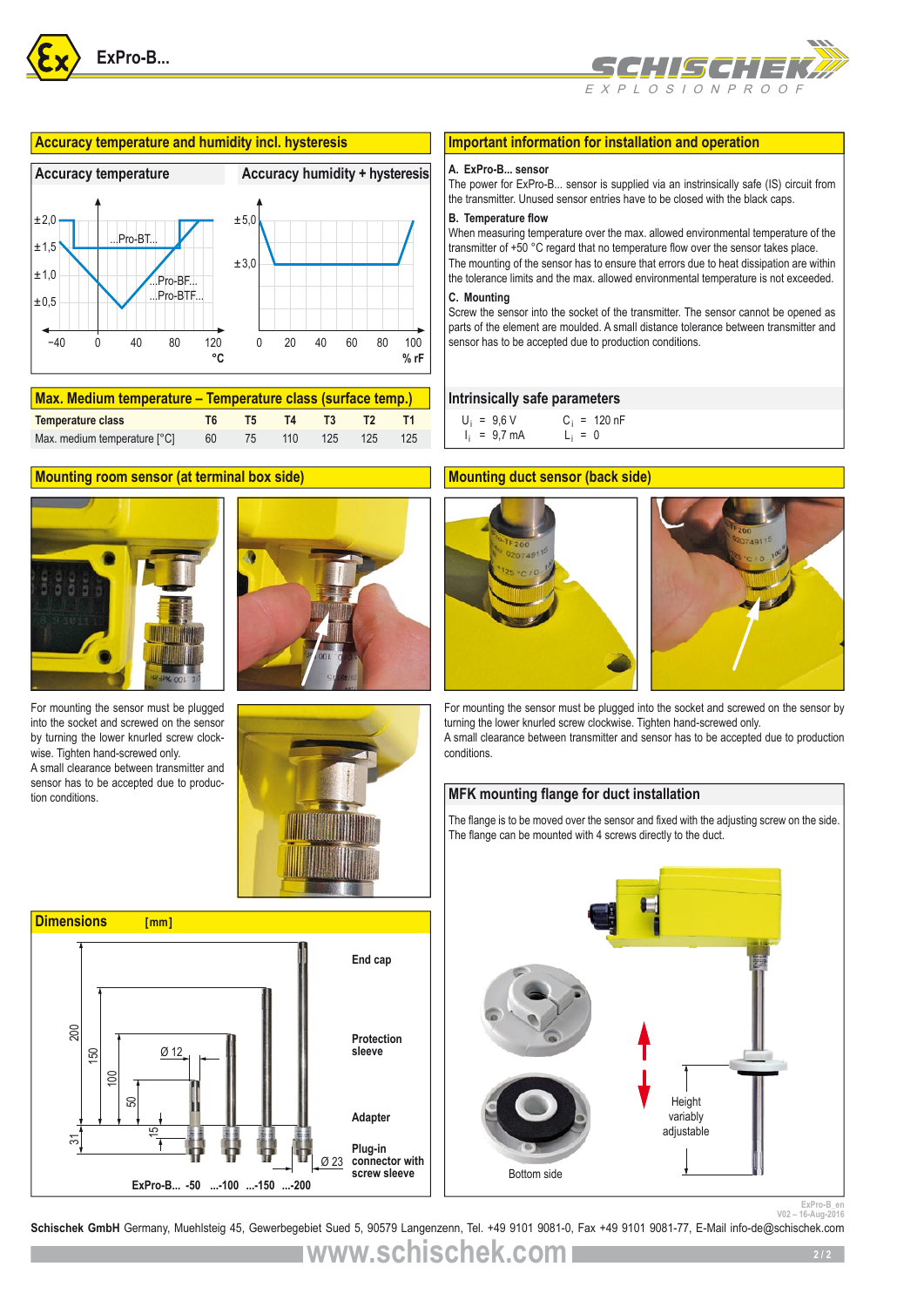## Accuracy temperature and humidity incl. hysteresis

### Accuracy temperature

±2,0
±1,5
±1,0
±0,5
...Pro-BT...
...Pro-BF...
...Pro-BTF...
−40 0 40 80 120
°C

### Accuracy humidity + hysteresis

±5,0
±3,0
0 20 40 60 80 100
% rF

## Important information for installation and operation

**A. ExPro-B... sensor**
The power for ExPro-B... sensor is supplied via an instrinsically safe (IS) circuit from the transmitter. Unused sensor entries have to be closed with the black caps.

**B. Temperature flow**
When measuring temperature over the max. allowed environmental temperature of the transmitter of +50 °C regard that no temperature flow over the sensor takes place. The mounting of the sensor has to ensure that errors due to heat dissipation are within the tolerance limits and the max. allowed environmental temperature is not exceeded.

**C. Mounting**
Screw the sensor into the socket of the transmitter. The sensor cannot be opened as parts of the element are moulded. A small distance tolerance between transmitter and sensor has to be accepted due to production conditions.

## Max. Medium temperature – Temperature class (surface temp.)

| Temperature class | T6 | T5 | T4 | T3 | T2 | T1 |
|---|---|---|---|---|---|---|
| Max. medium temperature [°C] | 60 | 75 | 110 | 125 | 125 | 125 |

## Intrinsically safe parameters

$U_i$ = 9,6 V    $C_i$ = 120 nF
$I_i$ = 9,7 mA    $L_i$ = 0

## Mounting room sensor (at terminal box side)

For mounting the sensor must be plugged into the socket and screwed on the sensor by turning the lower knurled screw clockwise. Tighten hand-screwed only.
A small clearance between transmitter and sensor has to be accepted due to production conditions.

## Mounting duct sensor (back side)

For mounting the sensor must be plugged into the socket and screwed on the sensor by turning the lower knurled screw clockwise. Tighten hand-screwed only.
A small clearance between transmitter and sensor has to be accepted due to production conditions.

## MFK mounting flange for duct installation

The flange is to be moved over the sensor and fixed with the adjusting screw on the side.
The flange can be mounted with 4 screws directly to the duct.

Bottom side

Height variably adjustable

## Dimensions [mm]

200
150
100
50
31
15
Ø 12
Ø 23
End cap
Protection sleeve
Adapter
Plug-in connector with screw sleeve
ExPro-B... -50 ...-100 ...-150 ...-200

ExPro-B_en
V02 – 16-Aug-2016

**Schischek GmbH** Germany, Muehlsteig 45, Gewerbegebiet Sued 5, 90579 Langenzenn, Tel. +49 9101 9081-0, Fax +49 9101 9081-77, E-Mail info-de@schischek.com

www.schischek.com